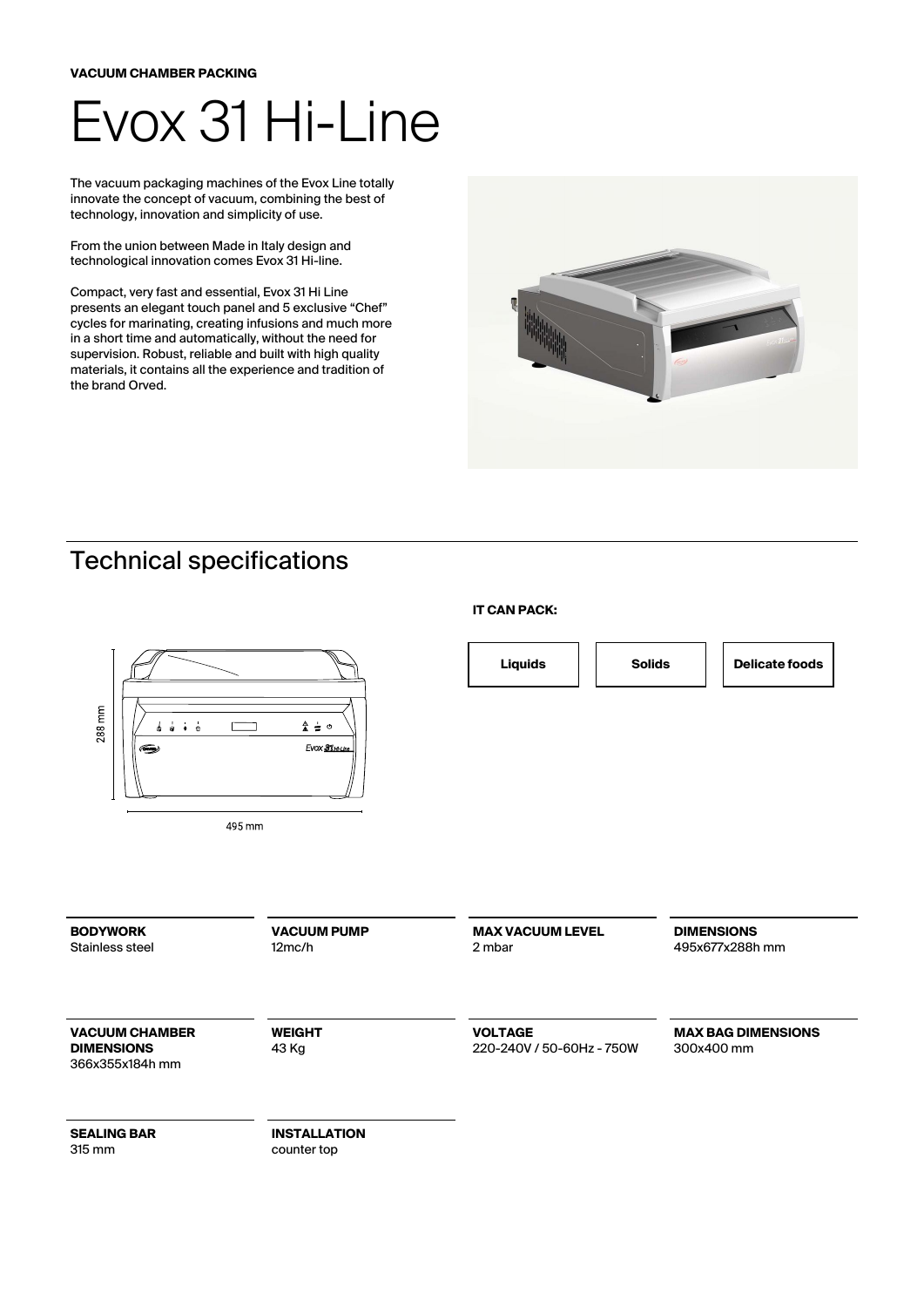**VACUUM CHAMBER PACKING**

# Evox 31 Hi-Line

The vacuum packaging machines of the Evox Line totally innovate the concept of vacuum, combining the best of technology, innovation and simplicity of use.

From the union between Made in Italy design and technological innovation comes Evox 31 Hi-line.

Compact, very fast and essential, Evox 31 Hi Line presents an elegant touch panel and 5 exclusive "Chef" cycles for marinating, creating infusions and much more in a short time and automatically, without the need for supervision. Robust, reliable and built with high quality materials, it contains all the experience and tradition of the brand Orved.

## Technical specifications

**IT CAN PACK:**

- Liquids
- Solids
- Delicate foods

**BODYWORK**
Stainless steel

**VACUUM PUMP**
12mc/h

**MAX VACUUM LEVEL**
2 mbar

**DIMENSIONS**
495x677x288h mm

**VACUUM CHAMBER DIMENSIONS**
366x355x184h mm

**WEIGHT**
43 Kg

**VOLTAGE**
220-240V / 50-60Hz - 750W

**MAX BAG DIMENSIONS**
300x400 mm

**SEALING BAR**
315 mm

**INSTALLATION**
counter top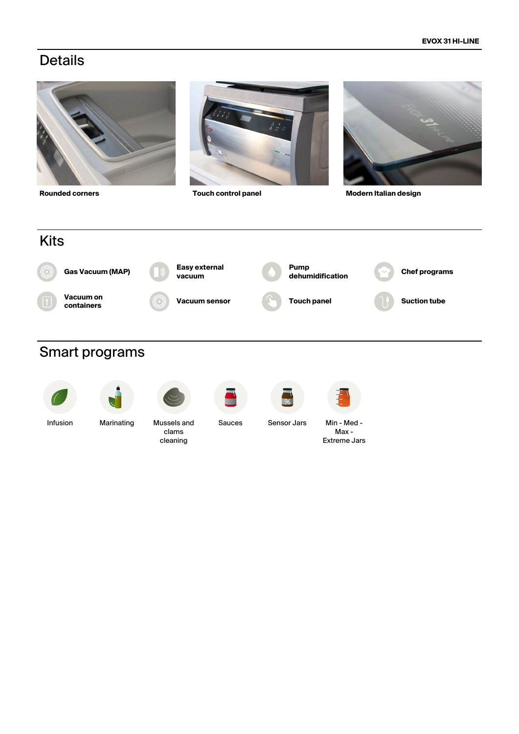## Details

**Rounded corners**

**Touch control panel**

**Modern Italian design**

## Kits

- **Gas Vacuum (MAP)**
- **Easy external vacuum**
- **Pump dehumidification**
- **Chef programs**
- **Vacuum on containers**
- **Vacuum sensor**
- **Touch panel**
- **Suction tube**

## Smart programs

- Infusion
- Marinating
- Mussels and clams cleaning
- Sauces
- Sensor Jars
- Min - Med - Max - Extreme Jars